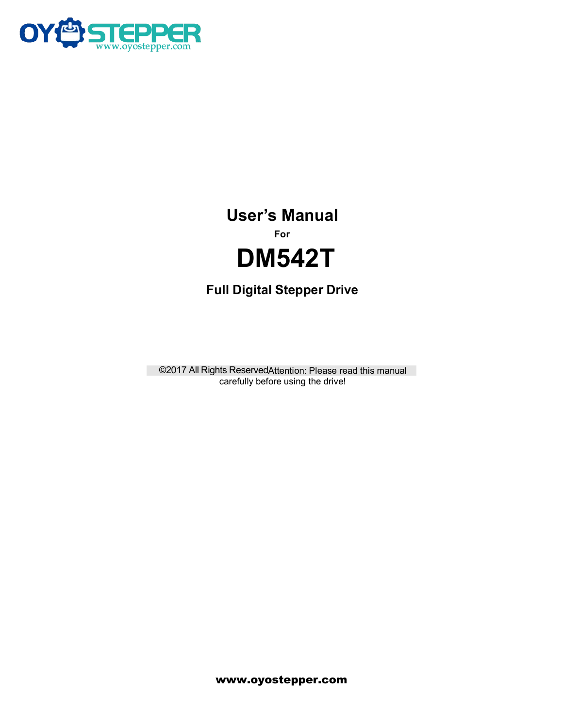OYOSTEPPER
www.oyostepper.com

# User's Manual

**For**

# DM542T

## Full Digital Stepper Drive

©2017 All Rights Reserved Attention: Please read this manual carefully before using the drive!

**www.oyostepper.com**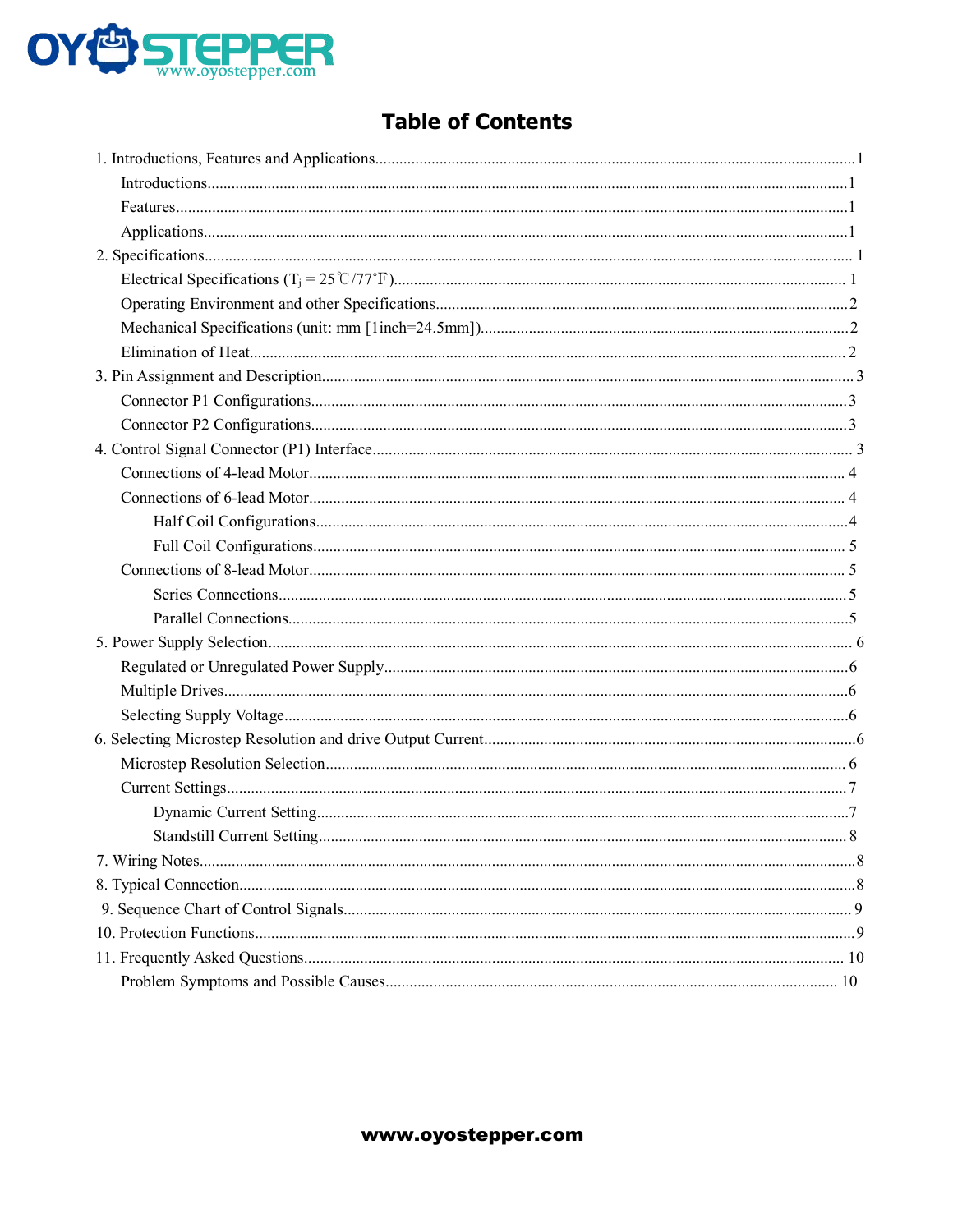# Table of Contents

1. Introductions, Features and Applications....................1
   - Introductions....................1
   - Features....................1
   - Applications....................1
2. Specifications....................1
   - Electrical Specifications ($T_j$ = 25℃/77˚F)....................1
   - Operating Environment and other Specifications....................2
   - Mechanical Specifications (unit: mm [1inch=24.5mm])....................2
   - Elimination of Heat....................2
3. Pin Assignment and Description....................3
   - Connector P1 Configurations....................3
   - Connector P2 Configurations....................3
4. Control Signal Connector (P1) Interface....................3
   - Connections of 4-lead Motor....................4
   - Connections of 6-lead Motor....................4
     - Half Coil Configurations....................4
     - Full Coil Configurations....................5
   - Connections of 8-lead Motor....................5
     - Series Connections....................5
     - Parallel Connections....................5
5. Power Supply Selection....................6
   - Regulated or Unregulated Power Supply....................6
   - Multiple Drives....................6
   - Selecting Supply Voltage....................6
6. Selecting Microstep Resolution and drive Output Current....................6
   - Microstep Resolution Selection....................6
   - Current Settings....................7
     - Dynamic Current Setting....................7
     - Standstill Current Setting....................8
7. Wiring Notes....................8
8. Typical Connection....................8
9. Sequence Chart of Control Signals....................9
10. Protection Functions....................9
11. Frequently Asked Questions....................10
    - Problem Symptoms and Possible Causes....................10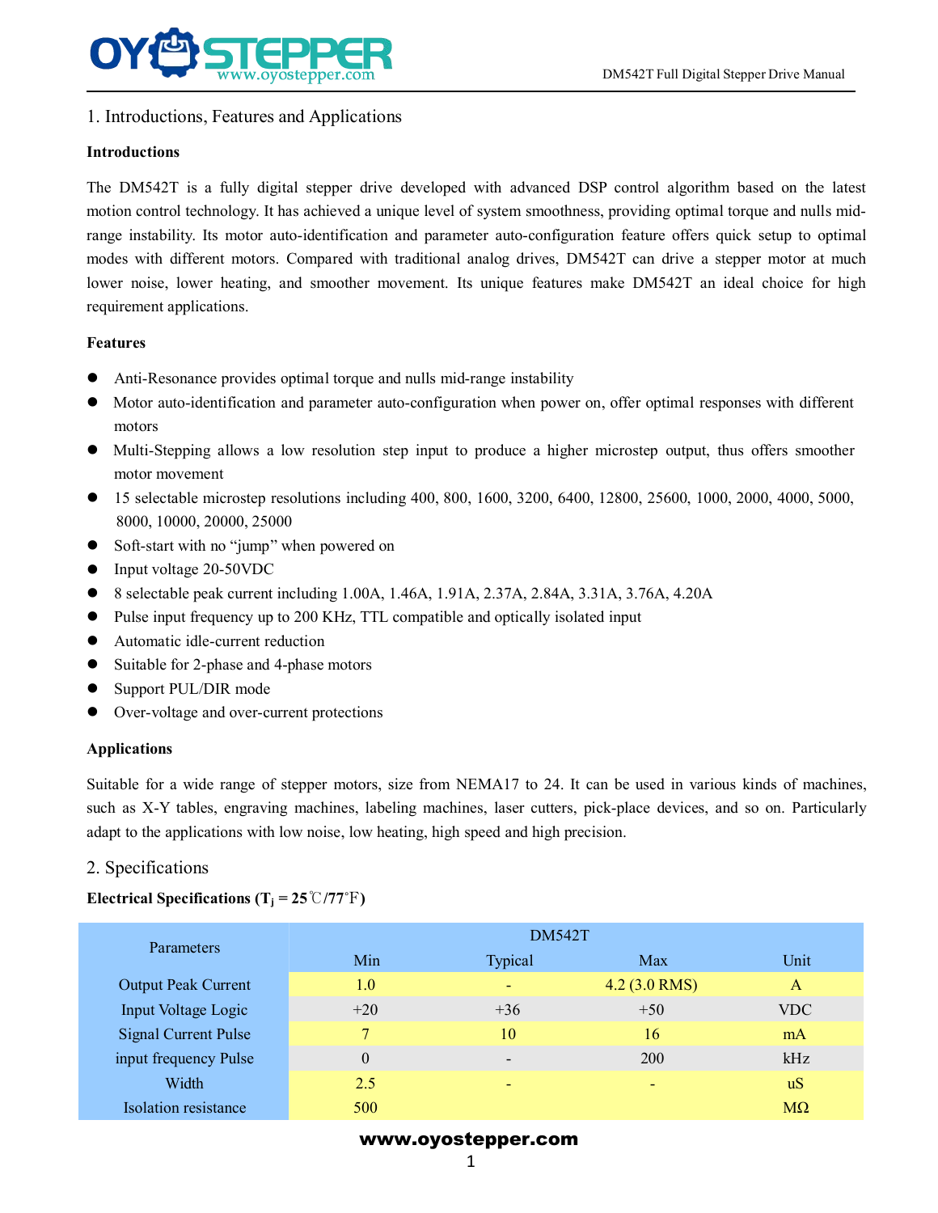## 1. Introductions, Features and Applications

**Introductions**

The DM542T is a fully digital stepper drive developed with advanced DSP control algorithm based on the latest motion control technology. It has achieved a unique level of system smoothness, providing optimal torque and nulls mid-range instability. Its motor auto-identification and parameter auto-configuration feature offers quick setup to optimal modes with different motors. Compared with traditional analog drives, DM542T can drive a stepper motor at much lower noise, lower heating, and smoother movement. Its unique features make DM542T an ideal choice for high requirement applications.

**Features**

- Anti-Resonance provides optimal torque and nulls mid-range instability
- Motor auto-identification and parameter auto-configuration when power on, offer optimal responses with different motors
- Multi-Stepping allows a low resolution step input to produce a higher microstep output, thus offers smoother motor movement
- 15 selectable microstep resolutions including 400, 800, 1600, 3200, 6400, 12800, 25600, 1000, 2000, 4000, 5000, 8000, 10000, 20000, 25000
- Soft-start with no "jump" when powered on
- Input voltage 20-50VDC
- 8 selectable peak current including 1.00A, 1.46A, 1.91A, 2.37A, 2.84A, 3.31A, 3.76A, 4.20A
- Pulse input frequency up to 200 KHz, TTL compatible and optically isolated input
- Automatic idle-current reduction
- Suitable for 2-phase and 4-phase motors
- Support PUL/DIR mode
- Over-voltage and over-current protections

**Applications**

Suitable for a wide range of stepper motors, size from NEMA17 to 24. It can be used in various kinds of machines, such as X-Y tables, engraving machines, labeling machines, laser cutters, pick-place devices, and so on. Particularly adapt to the applications with low noise, low heating, high speed and high precision.

## 2. Specifications

**Electrical Specifications ($T_j$ = 25℃/77℉)**

| Parameters | DM542T | | | |
|---|---|---|---|---|
| | Min | Typical | Max | Unit |
| Output Peak Current | 1.0 | - | 4.2 (3.0 RMS) | A |
| Input Voltage Logic | +20 | +36 | +50 | VDC |
| Signal Current Pulse | 7 | 10 | 16 | mA |
| input frequency Pulse | 0 | - | 200 | kHz |
| Width | 2.5 | - | - | uS |
| Isolation resistance | 500 | | | MΩ |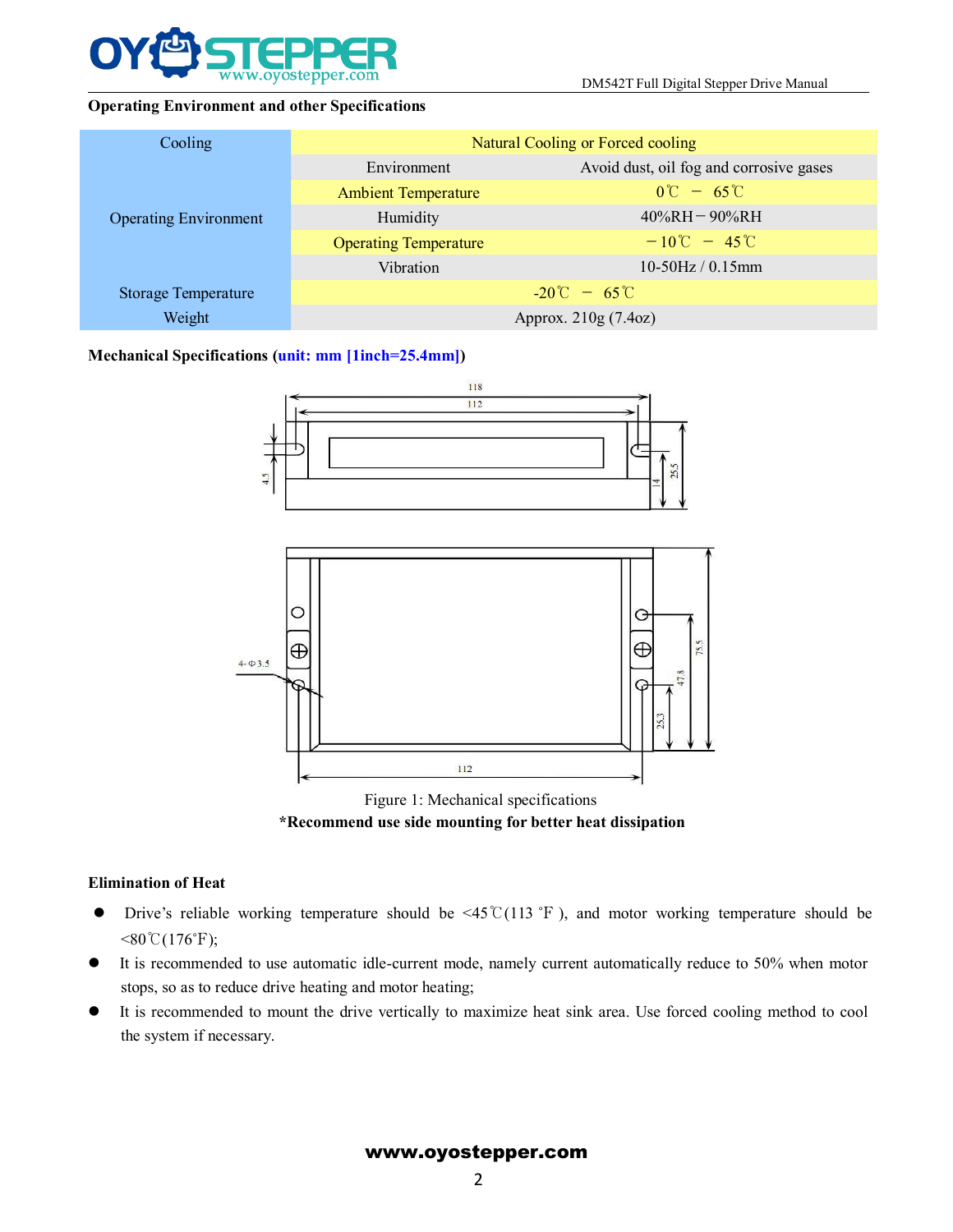### Operating Environment and other Specifications

| Cooling | Natural Cooling or Forced cooling | |
|---|---|---|
| Operating Environment | Environment | Avoid dust, oil fog and corrosive gases |
| | Ambient Temperature | 0℃ － 65℃ |
| | Humidity | 40%RH－90%RH |
| | Operating Temperature | －10℃ － 45℃ |
| | Vibration | 10-50Hz / 0.15mm |
| Storage Temperature | -20℃ － 65℃ | |
| Weight | Approx. 210g (7.4oz) | |

### Mechanical Specifications (unit: mm [1inch=25.4mm])

Figure 1: Mechanical specifications

**\*Recommend use side mounting for better heat dissipation**

### Elimination of Heat

- Drive's reliable working temperature should be <45℃(113 °F ), and motor working temperature should be <80℃(176°F);
- It is recommended to use automatic idle-current mode, namely current automatically reduce to 50% when motor stops, so as to reduce drive heating and motor heating;
- It is recommended to mount the drive vertically to maximize heat sink area. Use forced cooling method to cool the system if necessary.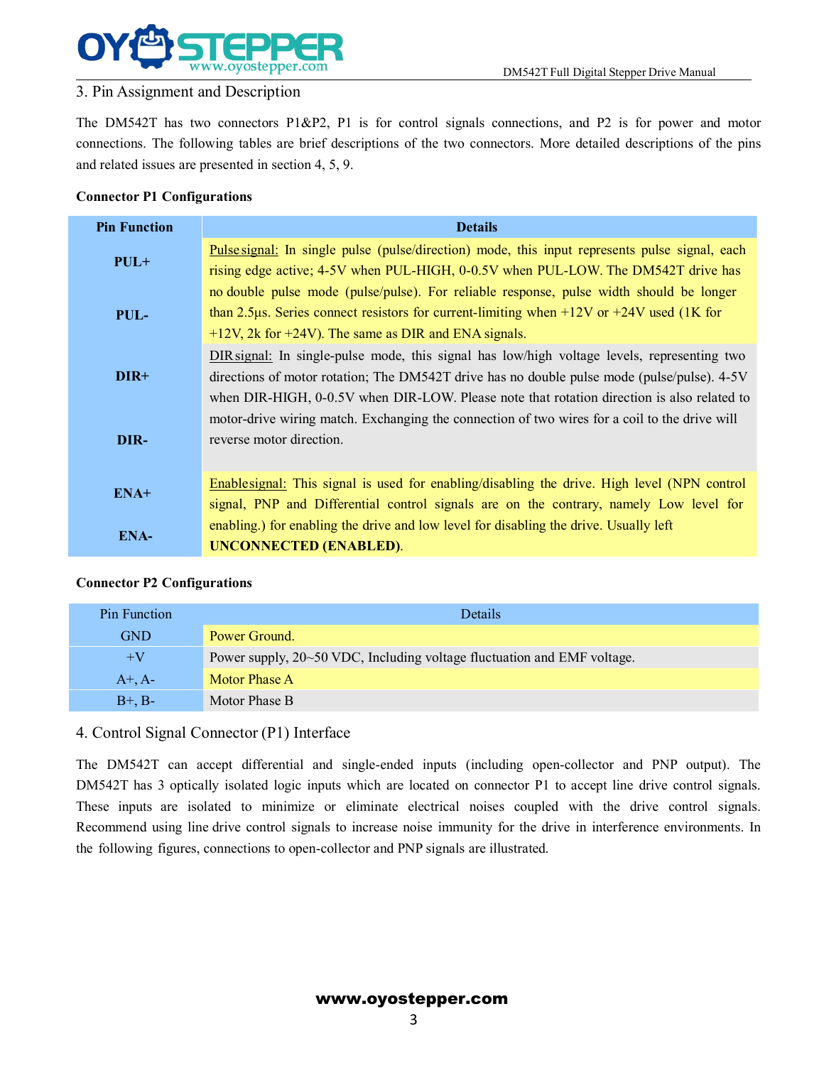## 3. Pin Assignment and Description

The DM542T has two connectors P1&P2, P1 is for control signals connections, and P2 is for power and motor connections. The following tables are brief descriptions of the two connectors. More detailed descriptions of the pins and related issues are presented in section 4, 5, 9.

**Connector P1 Configurations**

| Pin Function | Details |
|---|---|
| **PUL+**<br>**PUL-** | Pulse signal: In single pulse (pulse/direction) mode, this input represents pulse signal, each rising edge active; 4-5V when PUL-HIGH, 0-0.5V when PUL-LOW. The DM542T drive has no double pulse mode (pulse/pulse). For reliable response, pulse width should be longer than 2.5μs. Series connect resistors for current-limiting when +12V or +24V used (1K for +12V, 2k for +24V). The same as DIR and ENA signals. |
| **DIR+**<br>**DIR-** | DIR signal: In single-pulse mode, this signal has low/high voltage levels, representing two directions of motor rotation; The DM542T drive has no double pulse mode (pulse/pulse). 4-5V when DIR-HIGH, 0-0.5V when DIR-LOW. Please note that rotation direction is also related to motor-drive wiring match. Exchanging the connection of two wires for a coil to the drive will reverse motor direction. |
| **ENA+**<br>**ENA-** | Enable signal: This signal is used for enabling/disabling the drive. High level (NPN control signal, PNP and Differential control signals are on the contrary, namely Low level for enabling.) for enabling the drive and low level for disabling the drive. Usually left **UNCONNECTED (ENABLED)**. |

**Connector P2 Configurations**

| Pin Function | Details |
|---|---|
| GND | Power Ground. |
| +V | Power supply, 20~50 VDC, Including voltage fluctuation and EMF voltage. |
| A+, A- | Motor Phase A |
| B+, B- | Motor Phase B |

## 4. Control Signal Connector (P1) Interface

The DM542T can accept differential and single-ended inputs (including open-collector and PNP output). The DM542T has 3 optically isolated logic inputs which are located on connector P1 to accept line drive control signals. These inputs are isolated to minimize or eliminate electrical noises coupled with the drive control signals. Recommend using line drive control signals to increase noise immunity for the drive in interference environments. In the following figures, connections to open-collector and PNP signals are illustrated.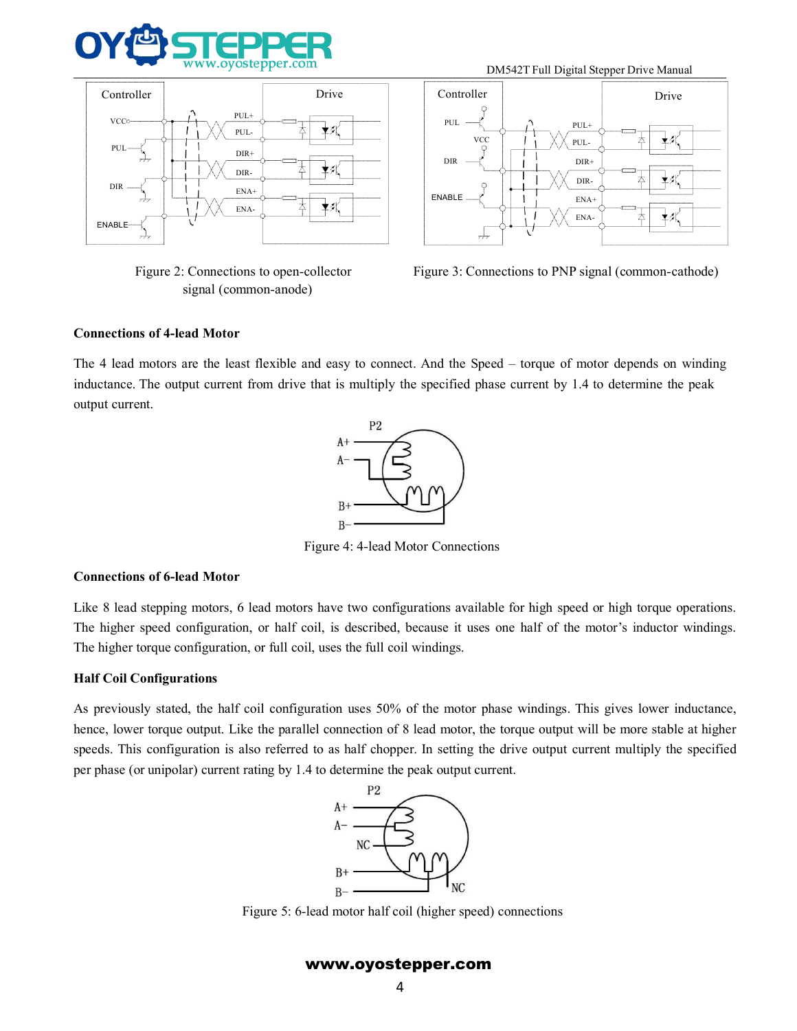Figure 2: Connections to open-collector signal (common-anode)

Figure 3: Connections to PNP signal (common-cathode)

**Connections of 4-lead Motor**

The 4 lead motors are the least flexible and easy to connect. And the Speed – torque of motor depends on winding inductance. The output current from drive that is multiply the specified phase current by 1.4 to determine the peak output current.

Figure 4: 4-lead Motor Connections

**Connections of 6-lead Motor**

Like 8 lead stepping motors, 6 lead motors have two configurations available for high speed or high torque operations. The higher speed configuration, or half coil, is described, because it uses one half of the motor's inductor windings. The higher torque configuration, or full coil, uses the full coil windings.

**Half Coil Configurations**

As previously stated, the half coil configuration uses 50% of the motor phase windings. This gives lower inductance, hence, lower torque output. Like the parallel connection of 8 lead motor, the torque output will be more stable at higher speeds. This configuration is also referred to as half chopper. In setting the drive output current multiply the specified per phase (or unipolar) current rating by 1.4 to determine the peak output current.

Figure 5: 6-lead motor half coil (higher speed) connections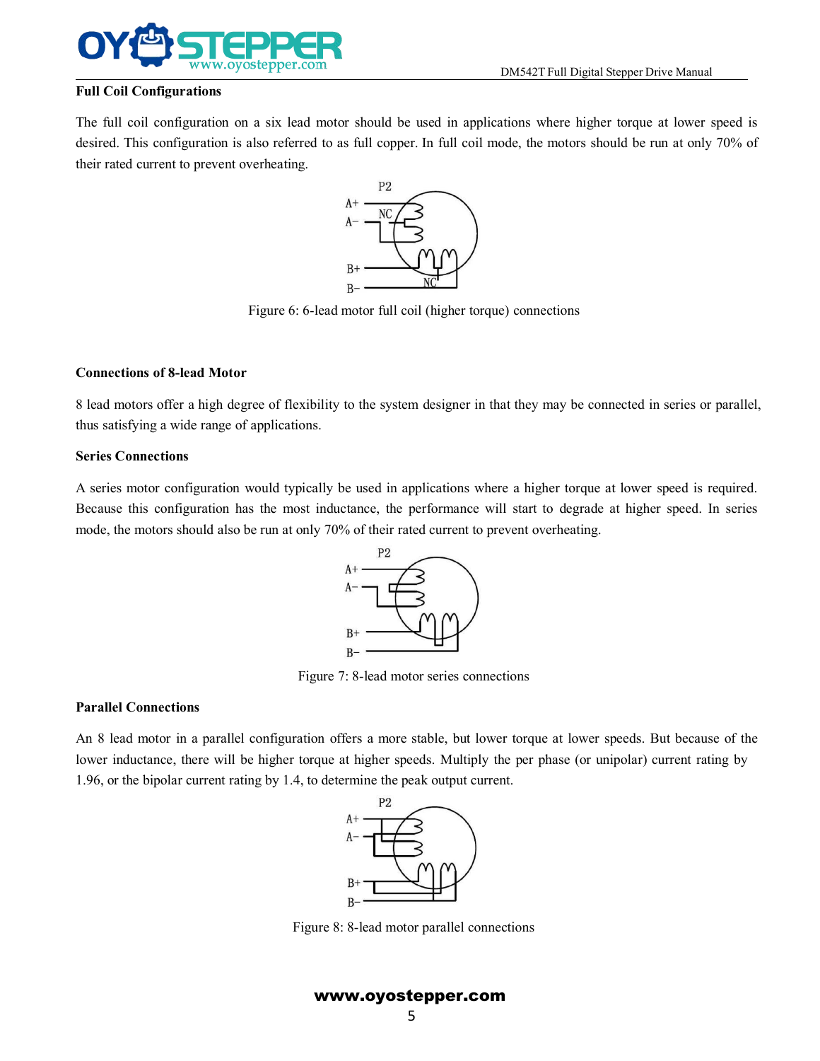**Full Coil Configurations**

The full coil configuration on a six lead motor should be used in applications where higher torque at lower speed is desired. This configuration is also referred to as full copper. In full coil mode, the motors should be run at only 70% of their rated current to prevent overheating.

Figure 6: 6-lead motor full coil (higher torque) connections

**Connections of 8-lead Motor**

8 lead motors offer a high degree of flexibility to the system designer in that they may be connected in series or parallel, thus satisfying a wide range of applications.

**Series Connections**

A series motor configuration would typically be used in applications where a higher torque at lower speed is required. Because this configuration has the most inductance, the performance will start to degrade at higher speed. In series mode, the motors should also be run at only 70% of their rated current to prevent overheating.

Figure 7: 8-lead motor series connections

**Parallel Connections**

An 8 lead motor in a parallel configuration offers a more stable, but lower torque at lower speeds. But because of the lower inductance, there will be higher torque at higher speeds. Multiply the per phase (or unipolar) current rating by 1.96, or the bipolar current rating by 1.4, to determine the peak output current.

Figure 8: 8-lead motor parallel connections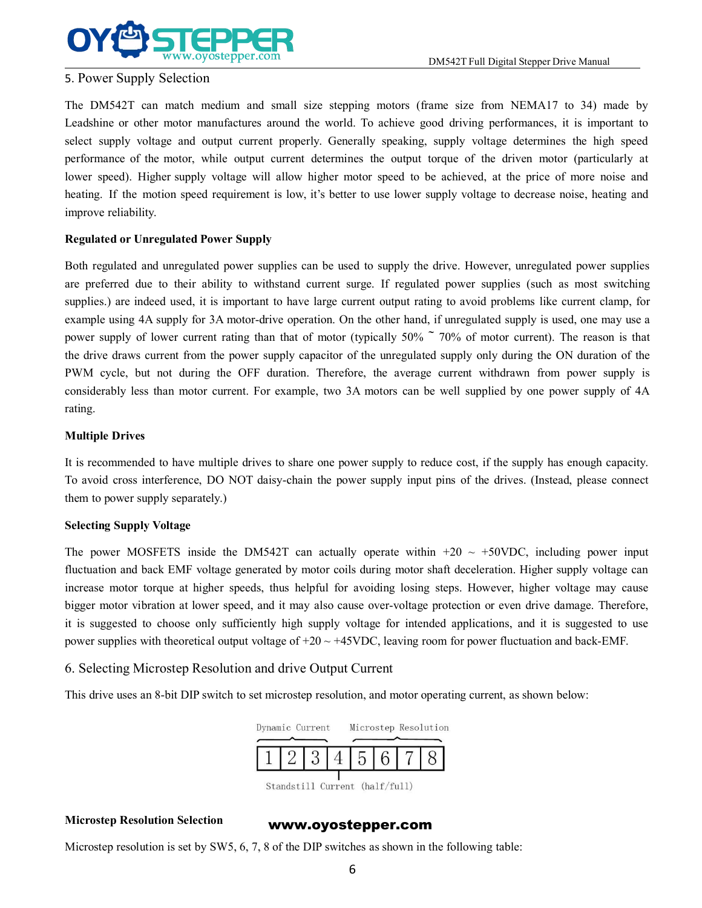## 5. Power Supply Selection

The DM542T can match medium and small size stepping motors (frame size from NEMA17 to 34) made by Leadshine or other motor manufactures around the world. To achieve good driving performances, it is important to select supply voltage and output current properly. Generally speaking, supply voltage determines the high speed performance of the motor, while output current determines the output torque of the driven motor (particularly at lower speed). Higher supply voltage will allow higher motor speed to be achieved, at the price of more noise and heating. If the motion speed requirement is low, it's better to use lower supply voltage to decrease noise, heating and improve reliability.

### Regulated or Unregulated Power Supply

Both regulated and unregulated power supplies can be used to supply the drive. However, unregulated power supplies are preferred due to their ability to withstand current surge. If regulated power supplies (such as most switching supplies.) are indeed used, it is important to have large current output rating to avoid problems like current clamp, for example using 4A supply for 3A motor-drive operation. On the other hand, if unregulated supply is used, one may use a power supply of lower current rating than that of motor (typically 50% ~ 70% of motor current). The reason is that the drive draws current from the power supply capacitor of the unregulated supply only during the ON duration of the PWM cycle, but not during the OFF duration. Therefore, the average current withdrawn from power supply is considerably less than motor current. For example, two 3A motors can be well supplied by one power supply of 4A rating.

### Multiple Drives

It is recommended to have multiple drives to share one power supply to reduce cost, if the supply has enough capacity. To avoid cross interference, DO NOT daisy-chain the power supply input pins of the drives. (Instead, please connect them to power supply separately.)

### Selecting Supply Voltage

The power MOSFETS inside the DM542T can actually operate within +20 ~ +50VDC, including power input fluctuation and back EMF voltage generated by motor coils during motor shaft deceleration. Higher supply voltage can increase motor torque at higher speeds, thus helpful for avoiding losing steps. However, higher voltage may cause bigger motor vibration at lower speed, and it may also cause over-voltage protection or even drive damage. Therefore, it is suggested to choose only sufficiently high supply voltage for intended applications, and it is suggested to use power supplies with theoretical output voltage of +20 ~ +45VDC, leaving room for power fluctuation and back-EMF.

## 6. Selecting Microstep Resolution and drive Output Current

This drive uses an 8-bit DIP switch to set microstep resolution, and motor operating current, as shown below:

| Dynamic Current | | | Standstill Current (half/full) | Microstep Resolution | | | |
|---|---|---|---|---|---|---|---|
| 1 | 2 | 3 | 4 | 5 | 6 | 7 | 8 |

### Microstep Resolution Selection

Microstep resolution is set by SW5, 6, 7, 8 of the DIP switches as shown in the following table: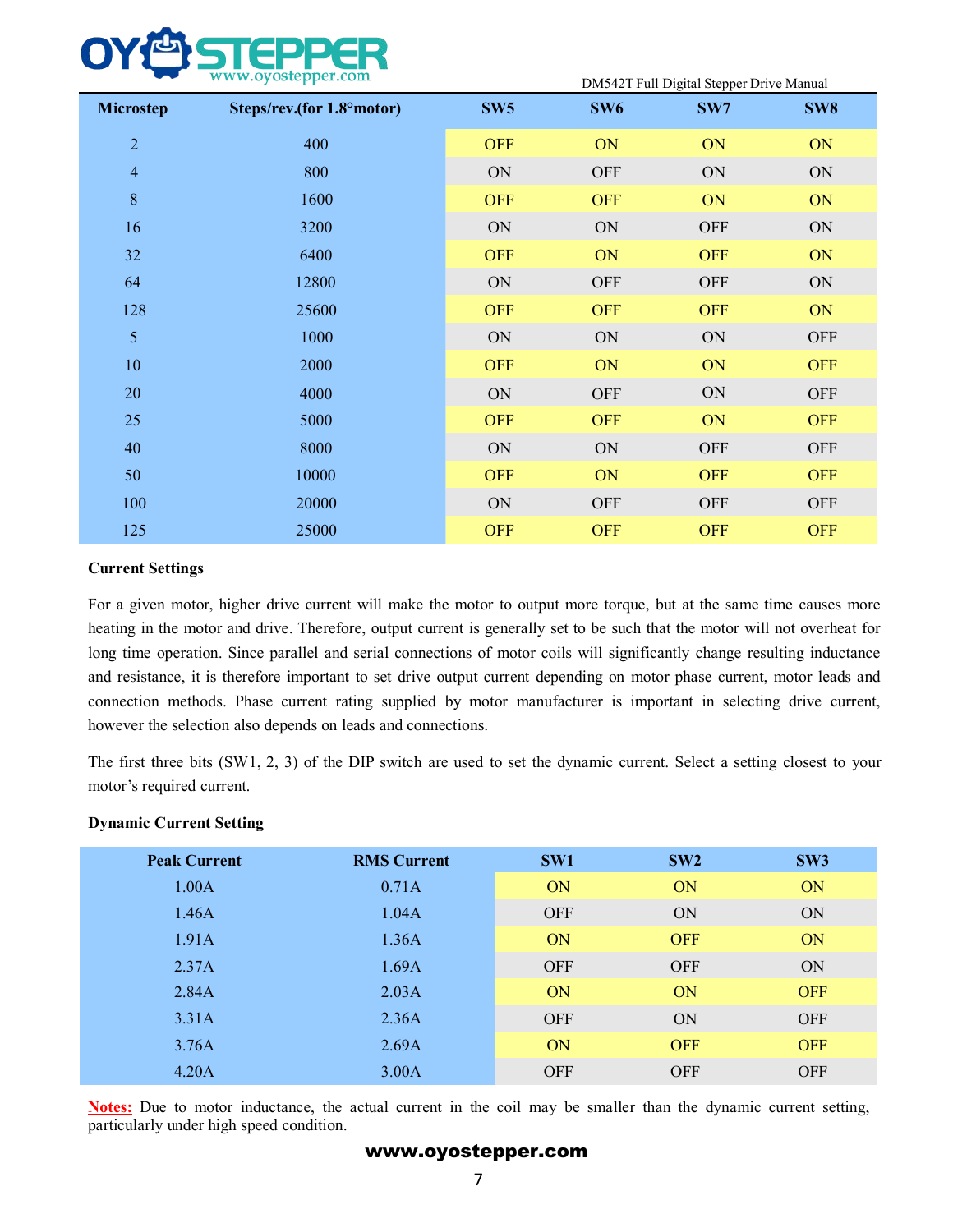| Microstep | Steps/rev.(for 1.8°motor) | SW5 | SW6 | SW7 | SW8 |
|---|---|---|---|---|---|
| 2 | 400 | OFF | ON | ON | ON |
| 4 | 800 | ON | OFF | ON | ON |
| 8 | 1600 | OFF | OFF | ON | ON |
| 16 | 3200 | ON | ON | OFF | ON |
| 32 | 6400 | OFF | ON | OFF | ON |
| 64 | 12800 | ON | OFF | OFF | ON |
| 128 | 25600 | OFF | OFF | OFF | ON |
| 5 | 1000 | ON | ON | ON | OFF |
| 10 | 2000 | OFF | ON | ON | OFF |
| 20 | 4000 | ON | OFF | ON | OFF |
| 25 | 5000 | OFF | OFF | ON | OFF |
| 40 | 8000 | ON | ON | OFF | OFF |
| 50 | 10000 | OFF | ON | OFF | OFF |
| 100 | 20000 | ON | OFF | OFF | OFF |
| 125 | 25000 | OFF | OFF | OFF | OFF |

**Current Settings**

For a given motor, higher drive current will make the motor to output more torque, but at the same time causes more heating in the motor and drive. Therefore, output current is generally set to be such that the motor will not overheat for long time operation. Since parallel and serial connections of motor coils will significantly change resulting inductance and resistance, it is therefore important to set drive output current depending on motor phase current, motor leads and connection methods. Phase current rating supplied by motor manufacturer is important in selecting drive current, however the selection also depends on leads and connections.

The first three bits (SW1, 2, 3) of the DIP switch are used to set the dynamic current. Select a setting closest to your motor's required current.

**Dynamic Current Setting**

| Peak Current | RMS Current | SW1 | SW2 | SW3 |
|---|---|---|---|---|
| 1.00A | 0.71A | ON | ON | ON |
| 1.46A | 1.04A | OFF | ON | ON |
| 1.91A | 1.36A | ON | OFF | ON |
| 2.37A | 1.69A | OFF | OFF | ON |
| 2.84A | 2.03A | ON | ON | OFF |
| 3.31A | 2.36A | OFF | ON | OFF |
| 3.76A | 2.69A | ON | OFF | OFF |
| 4.20A | 3.00A | OFF | OFF | OFF |

Notes: Due to motor inductance, the actual current in the coil may be smaller than the dynamic current setting, particularly under high speed condition.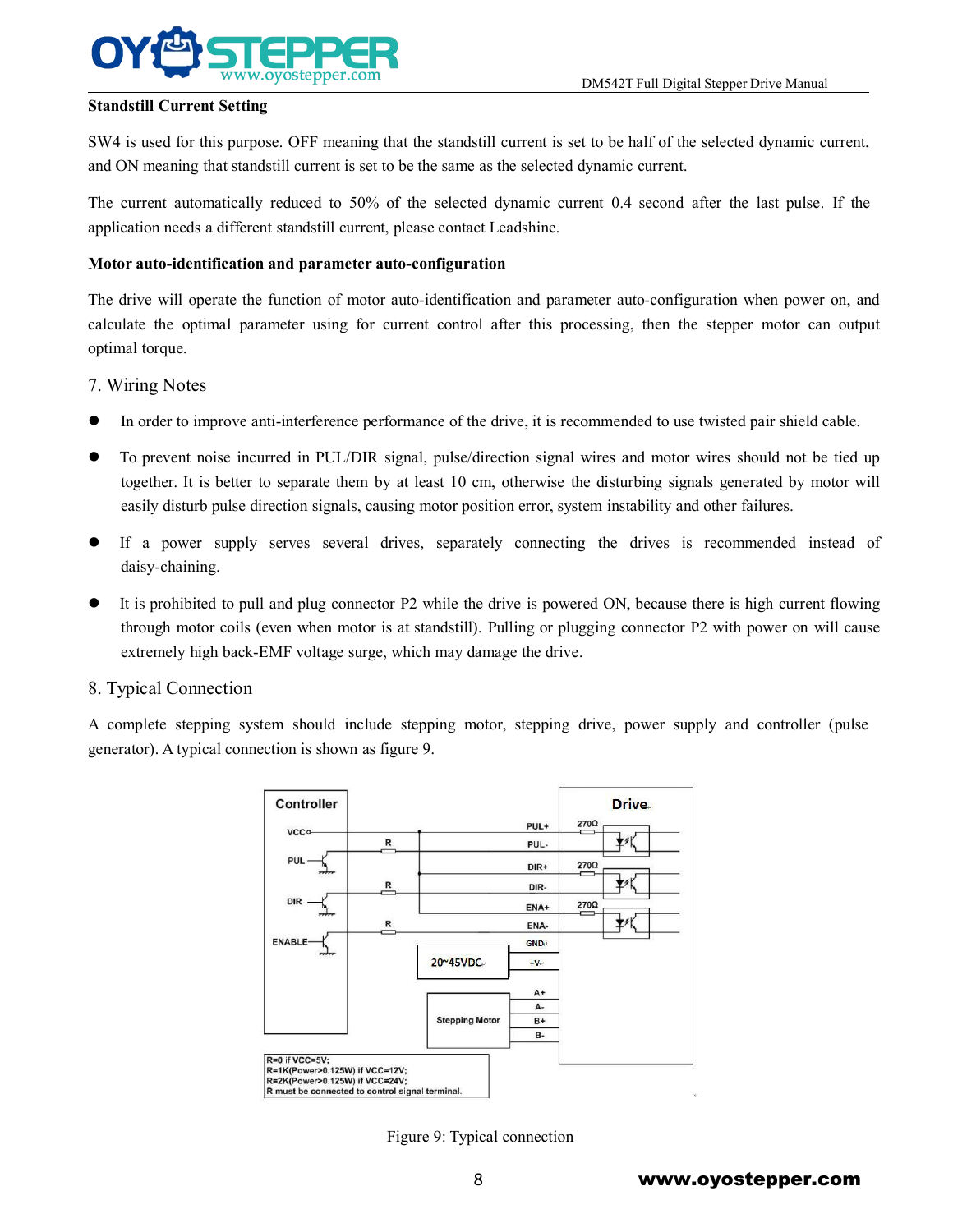**Standstill Current Setting**

SW4 is used for this purpose. OFF meaning that the standstill current is set to be half of the selected dynamic current, and ON meaning that standstill current is set to be the same as the selected dynamic current.

The current automatically reduced to 50% of the selected dynamic current 0.4 second after the last pulse. If the application needs a different standstill current, please contact Leadshine.

**Motor auto-identification and parameter auto-configuration**

The drive will operate the function of motor auto-identification and parameter auto-configuration when power on, and calculate the optimal parameter using for current control after this processing, then the stepper motor can output optimal torque.

## 7. Wiring Notes

- In order to improve anti-interference performance of the drive, it is recommended to use twisted pair shield cable.
- To prevent noise incurred in PUL/DIR signal, pulse/direction signal wires and motor wires should not be tied up together. It is better to separate them by at least 10 cm, otherwise the disturbing signals generated by motor will easily disturb pulse direction signals, causing motor position error, system instability and other failures.
- If a power supply serves several drives, separately connecting the drives is recommended instead of daisy-chaining.
- It is prohibited to pull and plug connector P2 while the drive is powered ON, because there is high current flowing through motor coils (even when motor is at standstill). Pulling or plugging connector P2 with power on will cause extremely high back-EMF voltage surge, which may damage the drive.

## 8. Typical Connection

A complete stepping system should include stepping motor, stepping drive, power supply and controller (pulse generator). A typical connection is shown as figure 9.

Figure 9: Typical connection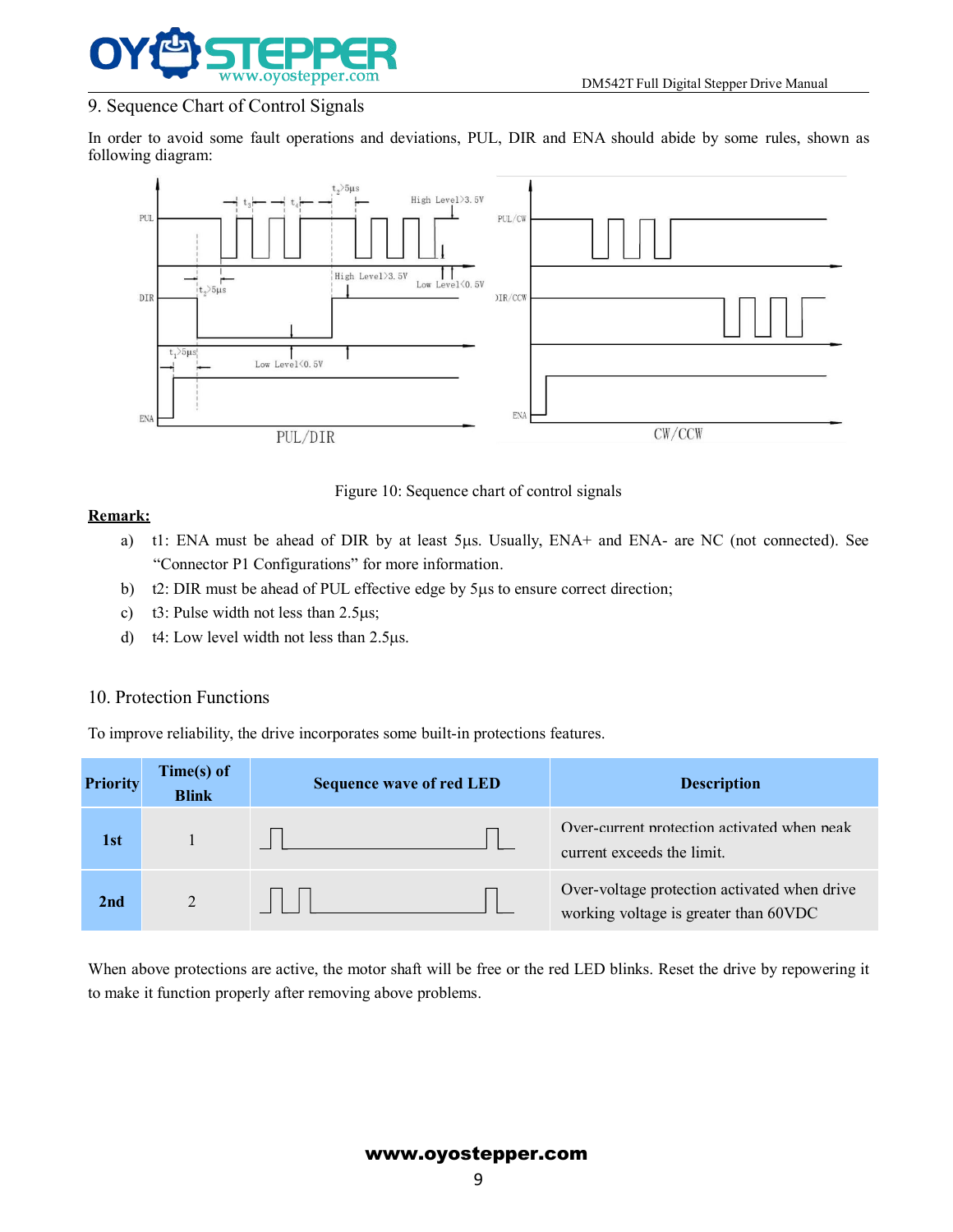## 9. Sequence Chart of Control Signals

In order to avoid some fault operations and deviations, PUL, DIR and ENA should abide by some rules, shown as following diagram:

Figure 10: Sequence chart of control signals

**Remark:**

a) t1: ENA must be ahead of DIR by at least 5µs. Usually, ENA+ and ENA- are NC (not connected). See "Connector P1 Configurations" for more information.

b) t2: DIR must be ahead of PUL effective edge by 5µs to ensure correct direction;

c) t3: Pulse width not less than 2.5µs;

d) t4: Low level width not less than 2.5µs.

## 10. Protection Functions

To improve reliability, the drive incorporates some built-in protections features.

| Priority | Time(s) of Blink | Sequence wave of red LED | Description |
|---|---|---|---|
| 1st | 1 | | Over-current protection activated when peak current exceeds the limit. |
| 2nd | 2 | | Over-voltage protection activated when drive working voltage is greater than 60VDC |

When above protections are active, the motor shaft will be free or the red LED blinks. Reset the drive by repowering it to make it function properly after removing above problems.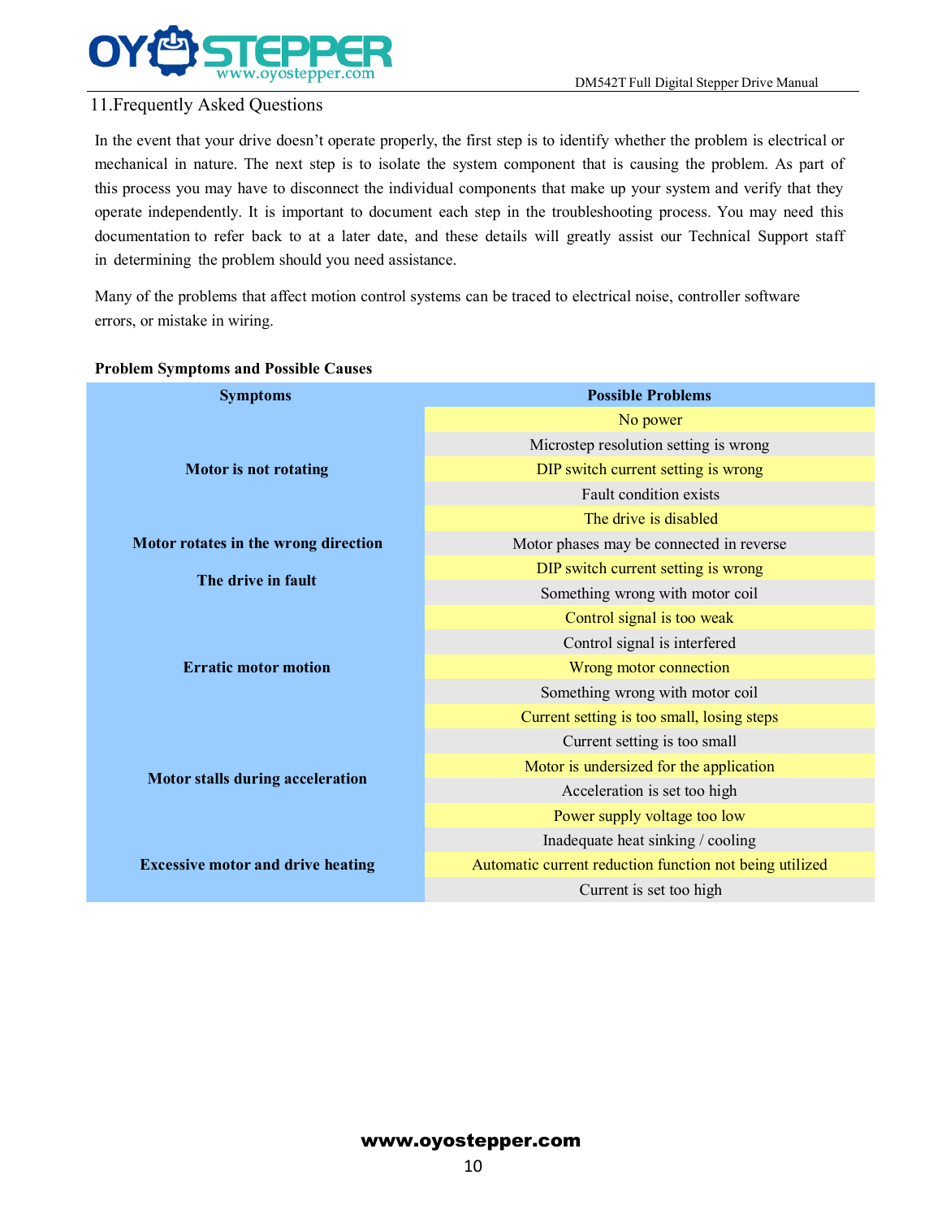## 11.Frequently Asked Questions

In the event that your drive doesn't operate properly, the first step is to identify whether the problem is electrical or mechanical in nature. The next step is to isolate the system component that is causing the problem. As part of this process you may have to disconnect the individual components that make up your system and verify that they operate independently. It is important to document each step in the troubleshooting process. You may need this documentation to refer back to at a later date, and these details will greatly assist our Technical Support staff in determining the problem should you need assistance.

Many of the problems that affect motion control systems can be traced to electrical noise, controller software errors, or mistake in wiring.

**Problem Symptoms and Possible Causes**

| Symptoms | Possible Problems |
|---|---|
| Motor is not rotating | No power |
| | Microstep resolution setting is wrong |
| | DIP switch current setting is wrong |
| | Fault condition exists |
| | The drive is disabled |
| Motor rotates in the wrong direction | Motor phases may be connected in reverse |
| The drive in fault | DIP switch current setting is wrong |
| | Something wrong with motor coil |
| Erratic motor motion | Control signal is too weak |
| | Control signal is interfered |
| | Wrong motor connection |
| | Something wrong with motor coil |
| | Current setting is too small, losing steps |
| Motor stalls during acceleration | Current setting is too small |
| | Motor is undersized for the application |
| | Acceleration is set too high |
| | Power supply voltage too low |
| Excessive motor and drive heating | Inadequate heat sinking / cooling |
| | Automatic current reduction function not being utilized |
| | Current is set too high |